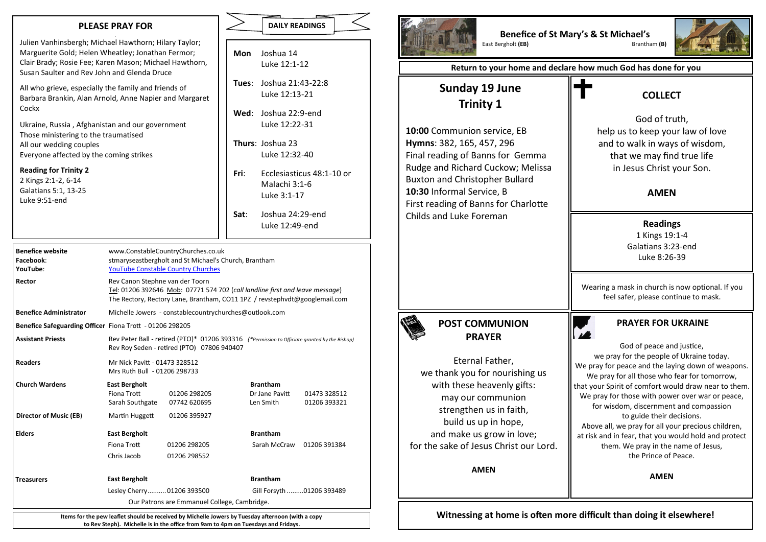## PLEASE PRAY FOR

Julien Vanhinsbergh; Michael Hawthorn; Hilary Taylor; Marguerite Gold; Helen Wheatley; Jonathan Fermor; Clair Brady; Rosie Fee; Karen Mason; Michael Hawthorn, Susan Saulter and Rev John and Glenda Druce

All who grieve, especially the family and friends of Barbara Brankin, Alan Arnold, Anne Napier and Margaret Cockx

Ukraine, Russia , Afghanistan and our government
Those ministering to the traumatised
All our wedding couples
Everyone affected by the coming strikes

**Reading for Trinity 2**
2 Kings 2:1-2, 6-14
Galatians 5:1, 13-25
Luke 9:51-end

## DAILY READINGS

**Mon** Joshua 14
Luke 12:1-12

**Tues**: Joshua 21:43-22:8
Luke 12:13-21

**Wed**: Joshua 22:9-end
Luke 12:22-31

**Thurs**: Joshua 23
Luke 12:32-40

**Fri**: Ecclesiasticus 48:1-10 or
Malachi 3:1-6
Luke 3:1-17

**Sat**: Joshua 24:29-end
Luke 12:49-end

| | | | | |
|---|---|---|---|---|
| **Benefice website** | www.ConstableCountryChurches.co.uk | | | |
| **Facebook**: | stmaryseastbergholt and St Michael's Church, Brantham | | | |
| **YouTube**: | YouTube Constable Country Churches | | | |
| **Rector** | Rev Canon Stephne van der Toorn<br>Tel: 01206 392646 Mob: 07771 574 702 (*call landline first and leave message*)<br>The Rectory, Rectory Lane, Brantham, CO11 1PZ / revstephvdt@googlemail.com | | | |
| **Benefice Administrator** | Michelle Jowers - constablecountrychurches@outlook.com | | | |
| **Benefice Safeguarding Officer** | Fiona Trott - 01206 298205 | | | |
| **Assistant Priests** | Rev Peter Ball - retired (PTO)* 01206 393316 (*\*Permission to Officiate granted by the Bishop*)<br>Rev Roy Seden - retired (PTO) 07806 940407 | | | |
| **Readers** | Mr Nick Pavitt - 01473 328512<br>Mrs Ruth Bull - 01206 298733 | | | |
| **Church Wardens** | **East Bergholt** | | **Brantham** | |
| | Fiona Trott | 01206 298205 | Dr Jane Pavitt | 01473 328512 |
| | Sarah Southgate | 07742 620695 | Len Smith | 01206 393321 |
| **Director of Music (EB)** | Martin Huggett | 01206 395927 | | |
| **Elders** | **East Bergholt** | | **Brantham** | |
| | Fiona Trott | 01206 298205 | Sarah McCraw | 01206 391384 |
| | Chris Jacob | 01206 298552 | | |
| **Treasurers** | **East Bergholt** | | **Brantham** | |
| | Lesley Cherry..........01206 393500 | | Gill Forsyth .........01206 393489 | |

Our Patrons are Emmanuel College, Cambridge.

**Items for the pew leaflet should be received by Michelle Jowers by Tuesday afternoon (with a copy to Rev Steph). Michelle is in the office from 9am to 4pm on Tuesdays and Fridays.**

# Benefice of St Mary's & St Michael's

East Bergholt **(EB)** Brantham **(B)**

**Return to your home and declare how much God has done for you**

## Sunday 19 June
## Trinity 1

**10:00** Communion service, EB
**Hymns**: 382, 165, 457, 296
Final reading of Banns for Gemma Rudge and Richard Cuckow; Melissa Buxton and Christopher Bullard
**10:30** Informal Service, B
First reading of Banns for Charlotte Childs and Luke Foreman

## COLLECT

God of truth,
help us to keep your law of love
and to walk in ways of wisdom,
that we may find true life
in Jesus Christ your Son.

**AMEN**

**Readings**
1 Kings 19:1-4
Galatians 3:23-end
Luke 8:26-39

Wearing a mask in church is now optional. If you feel safer, please continue to mask.

## POST COMMUNION PRAYER

Eternal Father,
we thank you for nourishing us
with these heavenly gifts:
may our communion
strengthen us in faith,
build us up in hope,
and make us grow in love;
for the sake of Jesus Christ our Lord.

**AMEN**

## PRAYER FOR UKRAINE

God of peace and justice,
we pray for the people of Ukraine today.
We pray for peace and the laying down of weapons.
We pray for all those who fear for tomorrow,
that your Spirit of comfort would draw near to them.
We pray for those with power over war or peace,
for wisdom, discernment and compassion
to guide their decisions.
Above all, we pray for all your precious children,
at risk and in fear, that you would hold and protect
them. We pray in the name of Jesus,
the Prince of Peace.

**AMEN**

**Witnessing at home is often more difficult than doing it elsewhere!**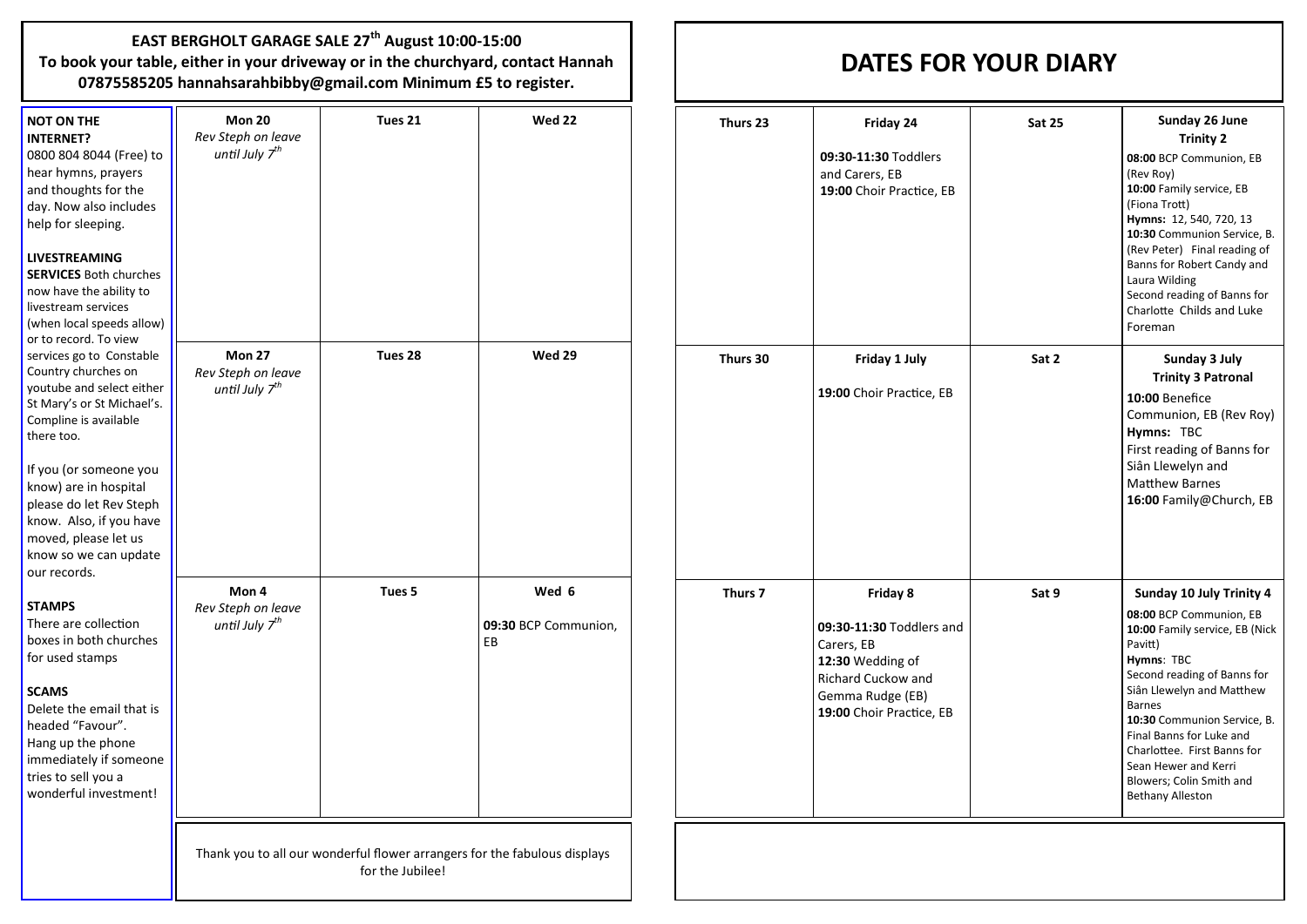**EAST BERGHOLT GARAGE SALE 27th August 10:00-15:00**
**To book your table, either in your driveway or in the churchyard, contact Hannah 07875585205 hannahsarahbibby@gmail.com Minimum £5 to register.**

**NOT ON THE INTERNET?**
0800 804 8044 (Free) to hear hymns, prayers and thoughts for the day. Now also includes help for sleeping.

**LIVESTREAMING SERVICES** Both churches now have the ability to livestream services (when local speeds allow) or to record. To view services go to Constable Country churches on youtube and select either St Mary's or St Michael's. Compline is available there too.

If you (or someone you know) are in hospital please do let Rev Steph know. Also, if you have moved, please let us know so we can update our records.

**STAMPS**
There are collection boxes in both churches for used stamps

**SCAMS**
Delete the email that is headed "Favour". Hang up the phone immediately if someone tries to sell you a wonderful investment!

| | | |
|---|---|---|
| **Mon 20** *Rev Steph on leave until July 7th* | **Tues 21** | **Wed 22** |
| **Mon 27** *Rev Steph on leave until July 7th* | **Tues 28** | **Wed 29** |
| **Mon 4** *Rev Steph on leave until July 7th* | **Tues 5** | **Wed 6** **09:30** BCP Communion, EB |

Thank you to all our wonderful flower arrangers for the fabulous displays for the Jubilee!

# DATES FOR YOUR DIARY

| | | | |
|---|---|---|---|
| **Thurs 23** | **Friday 24** **09:30-11:30** Toddlers and Carers, EB **19:00** Choir Practice, EB | **Sat 25** | **Sunday 26 June Trinity 2** **08:00** BCP Communion, EB (Rev Roy) **10:00** Family service, EB (Fiona Trott) **Hymns:** 12, 540, 720, 13 **10:30** Communion Service, B. (Rev Peter) Final reading of Banns for Robert Candy and Laura Wilding Second reading of Banns for Charlotte Childs and Luke Foreman |
| **Thurs 30** | **Friday 1 July** **19:00** Choir Practice, EB | **Sat 2** | **Sunday 3 July Trinity 3 Patronal** **10:00** Benefice Communion, EB (Rev Roy) **Hymns:** TBC First reading of Banns for Siân Llewelyn and Matthew Barnes **16:00** Family@Church, EB |
| **Thurs 7** | **Friday 8** **09:30-11:30** Toddlers and Carers, EB **12:30** Wedding of Richard Cuckow and Gemma Rudge (EB) **19:00** Choir Practice, EB | **Sat 9** | **Sunday 10 July Trinity 4** **08:00** BCP Communion, EB **10:00** Family service, EB (Nick Pavitt) **Hymns**: TBC Second reading of Banns for Siân Llewelyn and Matthew Barnes **10:30** Communion Service, B. Final Banns for Luke and Charlottee. First Banns for Sean Hewer and Kerri Blowers; Colin Smith and Bethany Alleston |